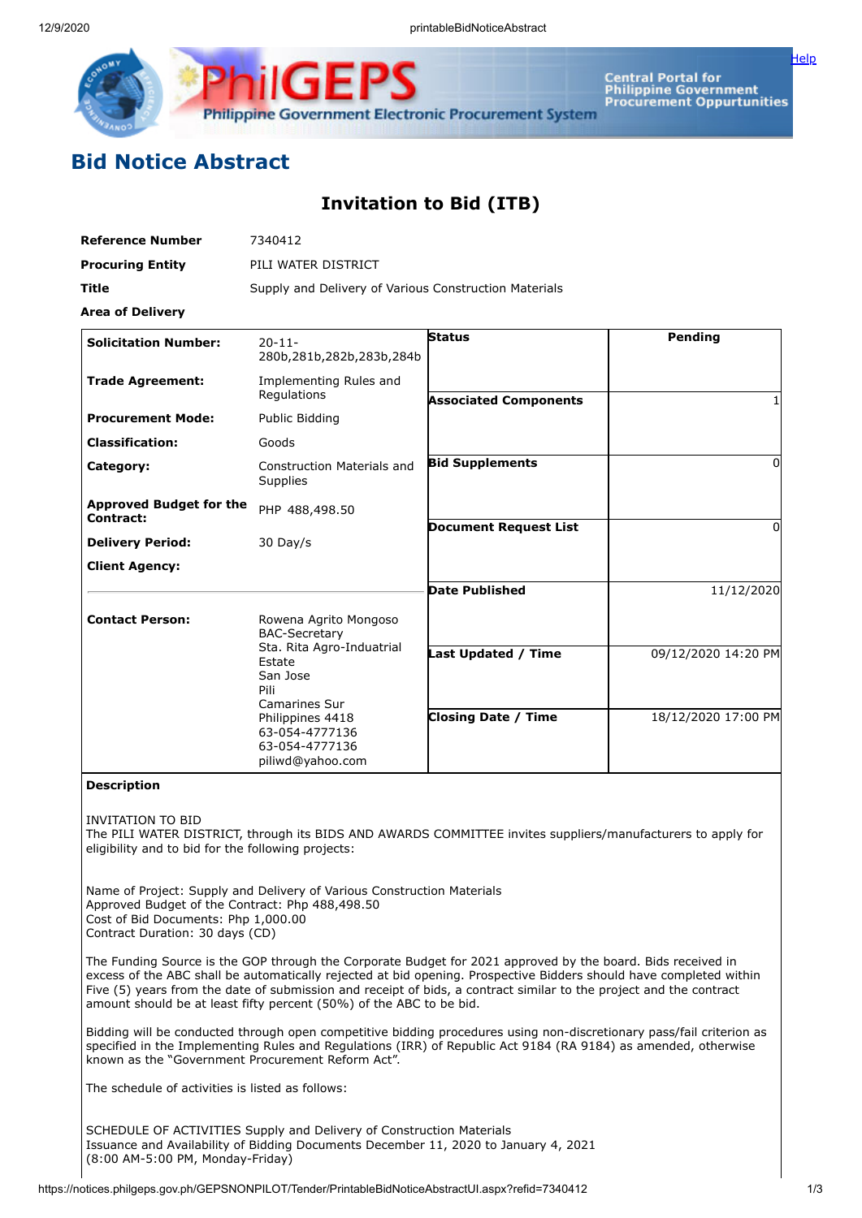# Bid Notice Abstract

## Invitation to Bid (ITB)

| | |
|---|---|
| **Reference Number** | 7340412 |
| **Procuring Entity** | PILI WATER DISTRICT |
| **Title** | Supply and Delivery of Various Construction Materials |
| **Area of Delivery** | |

| | | | |
|---|---|---|---|
| **Solicitation Number:** | 20-11-280b,281b,282b,283b,284b | **Status** | **Pending** |
| **Trade Agreement:** | Implementing Rules and Regulations | **Associated Components** | 1 |
| **Procurement Mode:** | Public Bidding | | |
| **Classification:** | Goods | **Bid Supplements** | 0 |
| **Category:** | Construction Materials and Supplies | | |
| **Approved Budget for the Contract:** | PHP 488,498.50 | **Document Request List** | 0 |
| **Delivery Period:** | 30 Day/s | | |
| **Client Agency:** | | **Date Published** | 11/12/2020 |
| **Contact Person:** | Rowena Agrito Mongoso<br>BAC-Secretary<br>Sta. Rita Agro-Induatrial Estate<br>San Jose<br>Pili<br>Camarines Sur<br>Philippines 4418<br>63-054-4777136<br>63-054-4777136<br>piliwd@yahoo.com | **Last Updated / Time** | 09/12/2020 14:20 PM |
| | | **Closing Date / Time** | 18/12/2020 17:00 PM |

**Description**

INVITATION TO BID
The PILI WATER DISTRICT, through its BIDS AND AWARDS COMMITTEE invites suppliers/manufacturers to apply for eligibility and to bid for the following projects:

Name of Project: Supply and Delivery of Various Construction Materials
Approved Budget of the Contract: Php 488,498.50
Cost of Bid Documents: Php 1,000.00
Contract Duration: 30 days (CD)

The Funding Source is the GOP through the Corporate Budget for 2021 approved by the board. Bids received in excess of the ABC shall be automatically rejected at bid opening. Prospective Bidders should have completed within Five (5) years from the date of submission and receipt of bids, a contract similar to the project and the contract amount should be at least fifty percent (50%) of the ABC to be bid.

Bidding will be conducted through open competitive bidding procedures using non-discretionary pass/fail criterion as specified in the Implementing Rules and Regulations (IRR) of Republic Act 9184 (RA 9184) as amended, otherwise known as the "Government Procurement Reform Act".

The schedule of activities is listed as follows:

SCHEDULE OF ACTIVITIES Supply and Delivery of Construction Materials
Issuance and Availability of Bidding Documents December 11, 2020 to January 4, 2021
(8:00 AM-5:00 PM, Monday-Friday)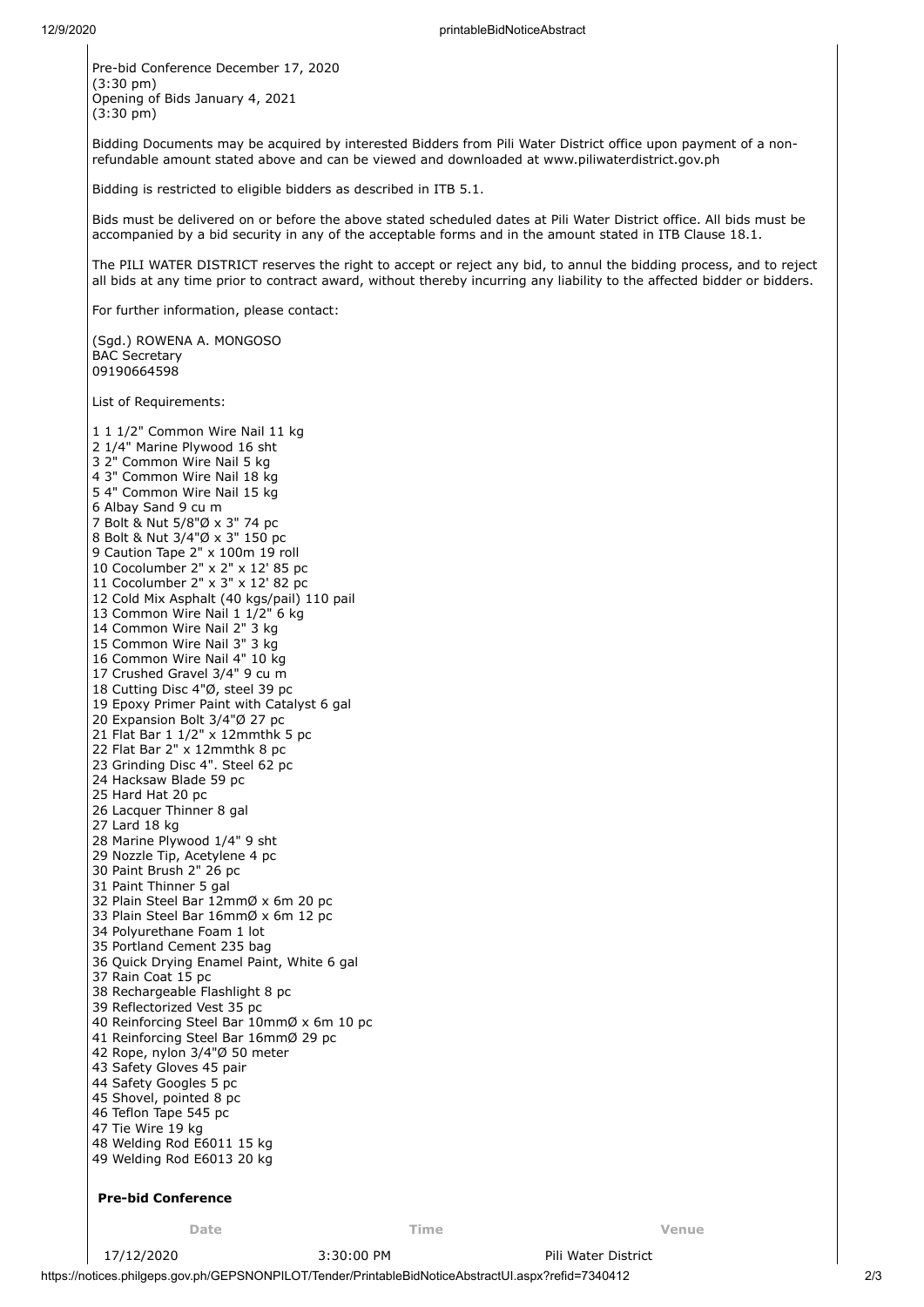Pre-bid Conference December 17, 2020
(3:30 pm)
Opening of Bids January 4, 2021
(3:30 pm)

Bidding Documents may be acquired by interested Bidders from Pili Water District office upon payment of a non-refundable amount stated above and can be viewed and downloaded at www.piliwaterdistrict.gov.ph

Bidding is restricted to eligible bidders as described in ITB 5.1.

Bids must be delivered on or before the above stated scheduled dates at Pili Water District office. All bids must be accompanied by a bid security in any of the acceptable forms and in the amount stated in ITB Clause 18.1.

The PILI WATER DISTRICT reserves the right to accept or reject any bid, to annul the bidding process, and to reject all bids at any time prior to contract award, without thereby incurring any liability to the affected bidder or bidders.

For further information, please contact:

(Sgd.) ROWENA A. MONGOSO
BAC Secretary
09190664598

List of Requirements:

1 1 1/2" Common Wire Nail 11 kg
2 1/4" Marine Plywood 16 sht
3 2" Common Wire Nail 5 kg
4 3" Common Wire Nail 18 kg
5 4" Common Wire Nail 15 kg
6 Albay Sand 9 cu m
7 Bolt & Nut 5/8"Ø x 3" 74 pc
8 Bolt & Nut 3/4"Ø x 3" 150 pc
9 Caution Tape 2" x 100m 19 roll
10 Cocolumber 2" x 2" x 12' 85 pc
11 Cocolumber 2" x 3" x 12' 82 pc
12 Cold Mix Asphalt (40 kgs/pail) 110 pail
13 Common Wire Nail 1 1/2" 6 kg
14 Common Wire Nail 2" 3 kg
15 Common Wire Nail 3" 3 kg
16 Common Wire Nail 4" 10 kg
17 Crushed Gravel 3/4" 9 cu m
18 Cutting Disc 4"Ø, steel 39 pc
19 Epoxy Primer Paint with Catalyst 6 gal
20 Expansion Bolt 3/4"Ø 27 pc
21 Flat Bar 1 1/2" x 12mmthk 5 pc
22 Flat Bar 2" x 12mmthk 8 pc
23 Grinding Disc 4". Steel 62 pc
24 Hacksaw Blade 59 pc
25 Hard Hat 20 pc
26 Lacquer Thinner 8 gal
27 Lard 18 kg
28 Marine Plywood 1/4" 9 sht
29 Nozzle Tip, Acetylene 4 pc
30 Paint Brush 2" 26 pc
31 Paint Thinner 5 gal
32 Plain Steel Bar 12mmØ x 6m 20 pc
33 Plain Steel Bar 16mmØ x 6m 12 pc
34 Polyurethane Foam 1 lot
35 Portland Cement 235 bag
36 Quick Drying Enamel Paint, White 6 gal
37 Rain Coat 15 pc
38 Rechargeable Flashlight 8 pc
39 Reflectorized Vest 35 pc
40 Reinforcing Steel Bar 10mmØ x 6m 10 pc
41 Reinforcing Steel Bar 16mmØ 29 pc
42 Rope, nylon 3/4"Ø 50 meter
43 Safety Gloves 45 pair
44 Safety Googles 5 pc
45 Shovel, pointed 8 pc
46 Teflon Tape 545 pc
47 Tie Wire 19 kg
48 Welding Rod E6011 15 kg
49 Welding Rod E6013 20 kg

**Pre-bid Conference**

| Date | Time | Venue |
| --- | --- | --- |
| 17/12/2020 | 3:30:00 PM | Pili Water District |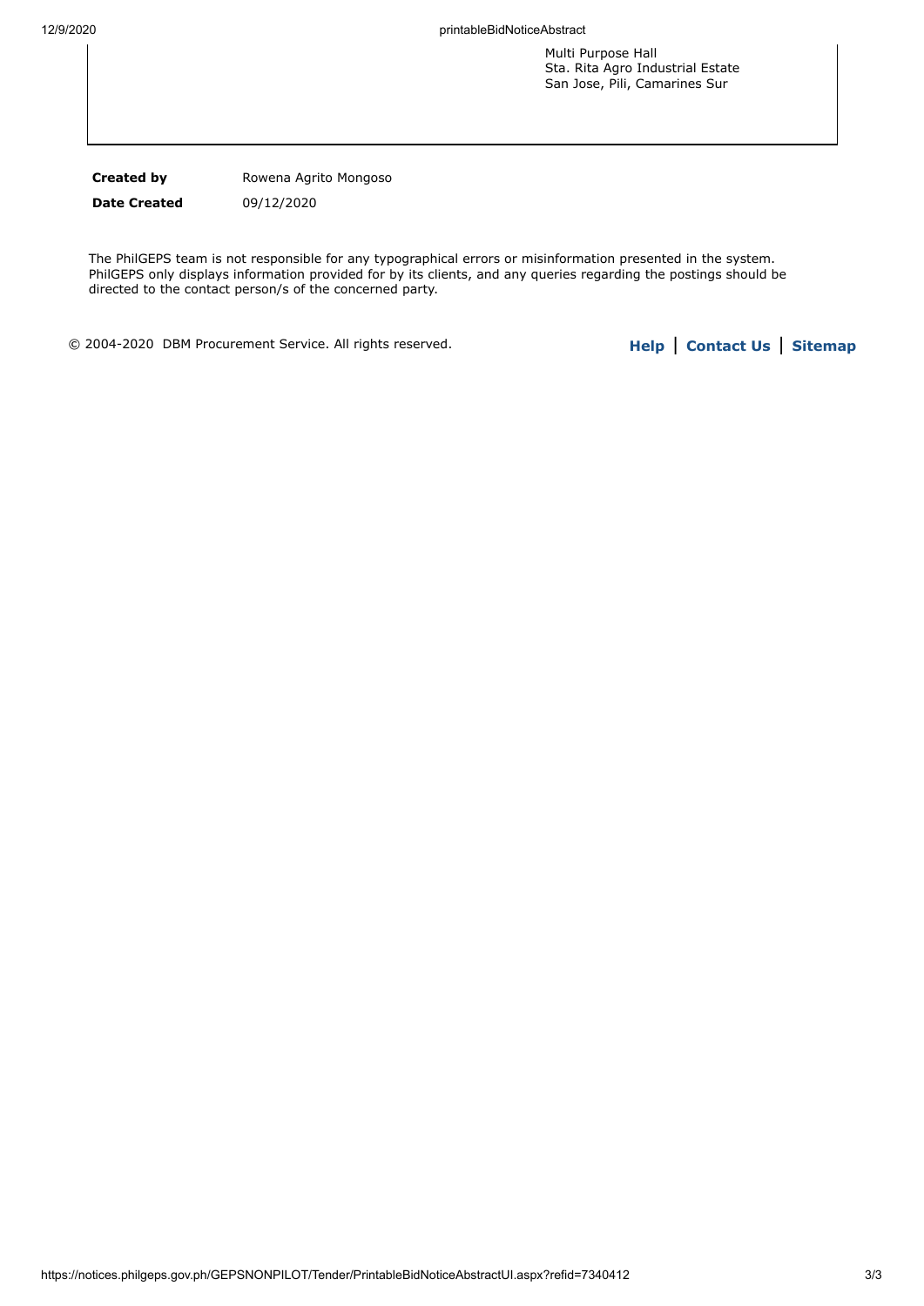Multi Purpose Hall
Sta. Rita Agro Industrial Estate
San Jose, Pili, Camarines Sur

| | |
|---|---|
| **Created by** | Rowena Agrito Mongoso |
| **Date Created** | 09/12/2020 |

The PhilGEPS team is not responsible for any typographical errors or misinformation presented in the system. PhilGEPS only displays information provided for by its clients, and any queries regarding the postings should be directed to the contact person/s of the concerned party.

© 2004-2020 DBM Procurement Service. All rights reserved.

**Help** | **Contact Us** | **Sitemap**